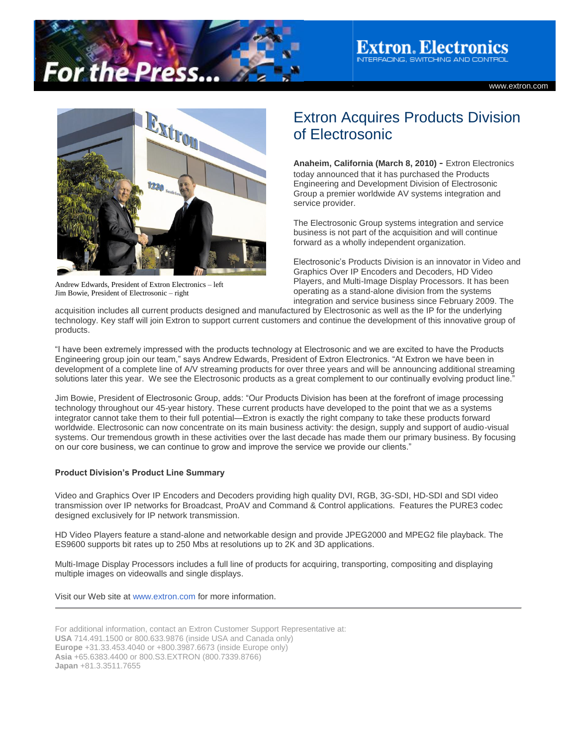# Extron Acquires Products Division of Electrosonic

Andrew Edwards, President of Extron Electronics – left
Jim Bowie, President of Electrosonic – right

**Anaheim, California (March 8, 2010) -** Extron Electronics today announced that it has purchased the Products Engineering and Development Division of Electrosonic Group a premier worldwide AV systems integration and service provider.

The Electrosonic Group systems integration and service business is not part of the acquisition and will continue forward as a wholly independent organization.

Electrosonic's Products Division is an innovator in Video and Graphics Over IP Encoders and Decoders, HD Video Players, and Multi-Image Display Processors. It has been operating as a stand-alone division from the systems integration and service business since February 2009. The acquisition includes all current products designed and manufactured by Electrosonic as well as the IP for the underlying technology. Key staff will join Extron to support current customers and continue the development of this innovative group of products.

"I have been extremely impressed with the products technology at Electrosonic and we are excited to have the Products Engineering group join our team," says Andrew Edwards, President of Extron Electronics. "At Extron we have been in development of a complete line of A/V streaming products for over three years and will be announcing additional streaming solutions later this year. We see the Electrosonic products as a great complement to our continually evolving product line."

Jim Bowie, President of Electrosonic Group, adds: "Our Products Division has been at the forefront of image processing technology throughout our 45-year history. These current products have developed to the point that we as a systems integrator cannot take them to their full potential—Extron is exactly the right company to take these products forward worldwide. Electrosonic can now concentrate on its main business activity: the design, supply and support of audio-visual systems. Our tremendous growth in these activities over the last decade has made them our primary business. By focusing on our core business, we can continue to grow and improve the service we provide our clients."

**Product Division's Product Line Summary**

Video and Graphics Over IP Encoders and Decoders providing high quality DVI, RGB, 3G-SDI, HD-SDI and SDI video transmission over IP networks for Broadcast, ProAV and Command & Control applications. Features the PURE3 codec designed exclusively for IP network transmission.

HD Video Players feature a stand-alone and networkable design and provide JPEG2000 and MPEG2 file playback. The ES9600 supports bit rates up to 250 Mbs at resolutions up to 2K and 3D applications.

Multi-Image Display Processors includes a full line of products for acquiring, transporting, compositing and displaying multiple images on videowalls and single displays.

Visit our Web site at www.extron.com for more information.

---

For additional information, contact an Extron Customer Support Representative at:
**USA** 714.491.1500 or 800.633.9876 (inside USA and Canada only)
**Europe** +31.33.453.4040 or +800.3987.6673 (inside Europe only)
**Asia** +65.6383.4400 or 800.S3.EXTRON (800.7339.8766)
**Japan** +81.3.3511.7655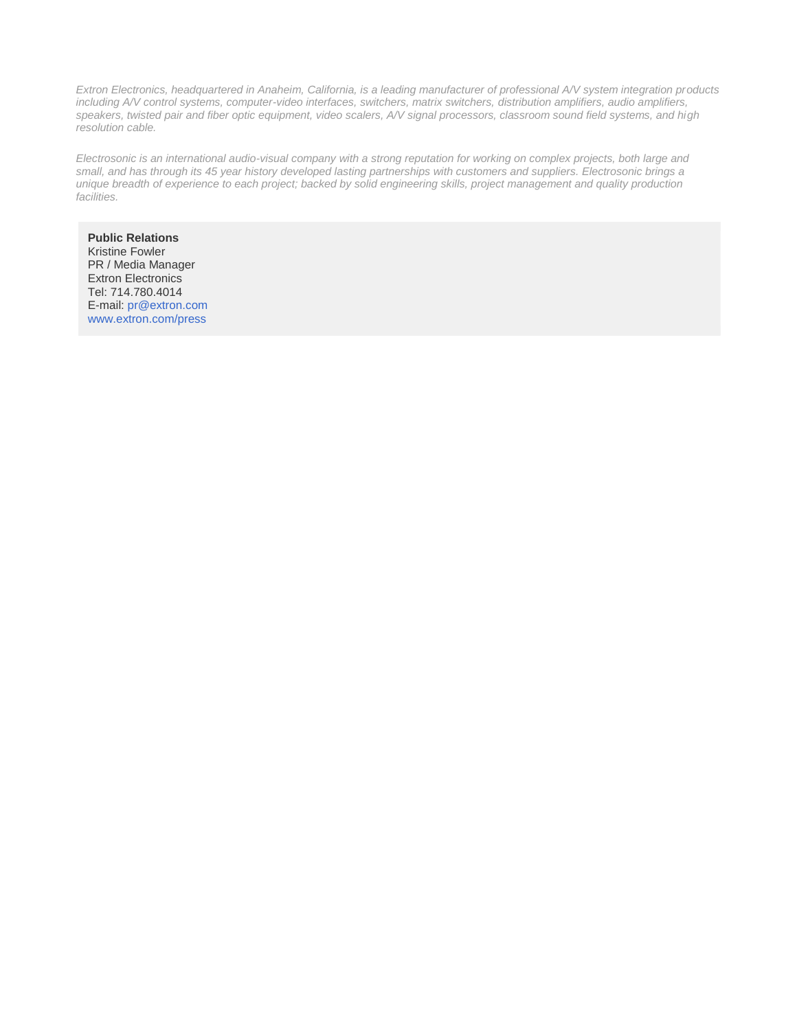*Extron Electronics, headquartered in Anaheim, California, is a leading manufacturer of professional A/V system integration products including A/V control systems, computer-video interfaces, switchers, matrix switchers, distribution amplifiers, audio amplifiers, speakers, twisted pair and fiber optic equipment, video scalers, A/V signal processors, classroom sound field systems, and high resolution cable.*

*Electrosonic is an international audio-visual company with a strong reputation for working on complex projects, both large and small, and has through its 45 year history developed lasting partnerships with customers and suppliers. Electrosonic brings a unique breadth of experience to each project; backed by solid engineering skills, project management and quality production facilities.*

**Public Relations**
Kristine Fowler
PR / Media Manager
Extron Electronics
Tel: 714.780.4014
E-mail: pr@extron.com
www.extron.com/press